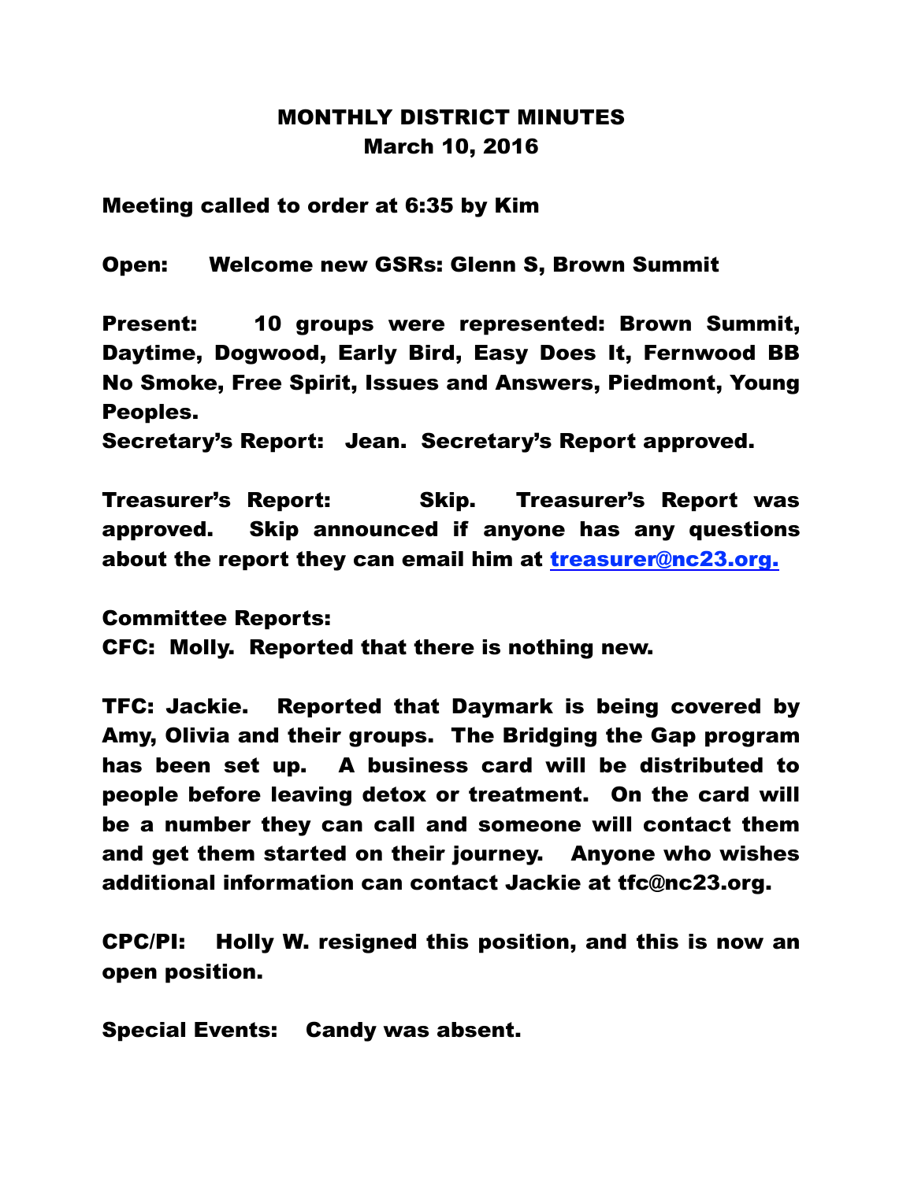# MONTHLY DISTRICT MINUTES
## March 10, 2016

Meeting called to order at 6:35 by Kim

Open: Welcome new GSRs: Glenn S, Brown Summit

Present: 10 groups were represented: Brown Summit, Daytime, Dogwood, Early Bird, Easy Does It, Fernwood BB No Smoke, Free Spirit, Issues and Answers, Piedmont, Young Peoples.

Secretary's Report: Jean. Secretary's Report approved.

Treasurer's Report: Skip. Treasurer's Report was approved. Skip announced if anyone has any questions about the report they can email him at treasurer@nc23.org.

Committee Reports:

CFC: Molly. Reported that there is nothing new.

TFC: Jackie. Reported that Daymark is being covered by Amy, Olivia and their groups. The Bridging the Gap program has been set up. A business card will be distributed to people before leaving detox or treatment. On the card will be a number they can call and someone will contact them and get them started on their journey. Anyone who wishes additional information can contact Jackie at tfc@nc23.org.

CPC/PI: Holly W. resigned this position, and this is now an open position.

Special Events: Candy was absent.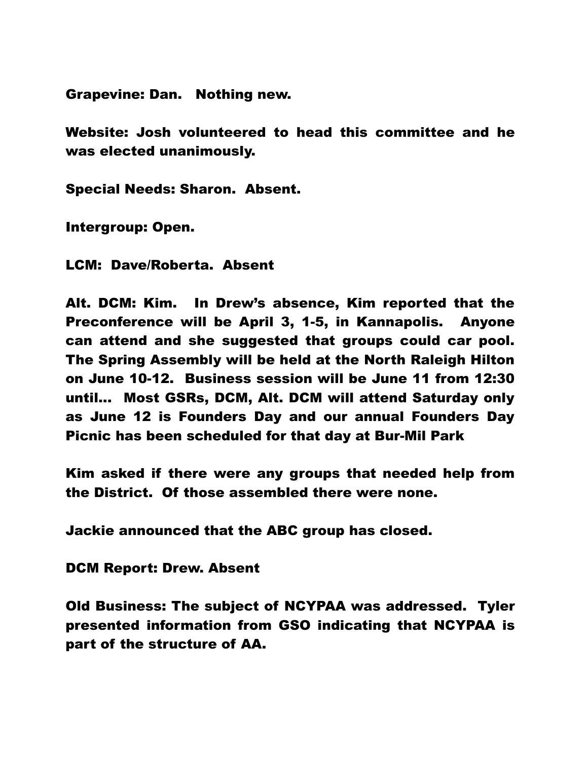**Grapevine: Dan.   Nothing new.**

**Website: Josh volunteered to head this committee and he was elected unanimously.**

**Special Needs: Sharon.  Absent.**

**Intergroup: Open.**

**LCM:  Dave/Roberta.  Absent**

**Alt. DCM: Kim.   In Drew's absence, Kim reported that the Preconference will be April 3, 1-5, in Kannapolis.   Anyone can attend and she suggested that groups could car pool. The Spring Assembly will be held at the North Raleigh Hilton on June 10-12.  Business session will be June 11 from 12:30 until...  Most GSRs, DCM, Alt. DCM will attend Saturday only as June 12 is Founders Day and our annual Founders Day Picnic has been scheduled for that day at Bur-Mil Park**

**Kim asked if there were any groups that needed help from the District.  Of those assembled there were none.**

**Jackie announced that the ABC group has closed.**

**DCM Report: Drew. Absent**

**Old Business: The subject of NCYPAA was addressed.  Tyler presented information from GSO indicating that NCYPAA is part of the structure of AA.**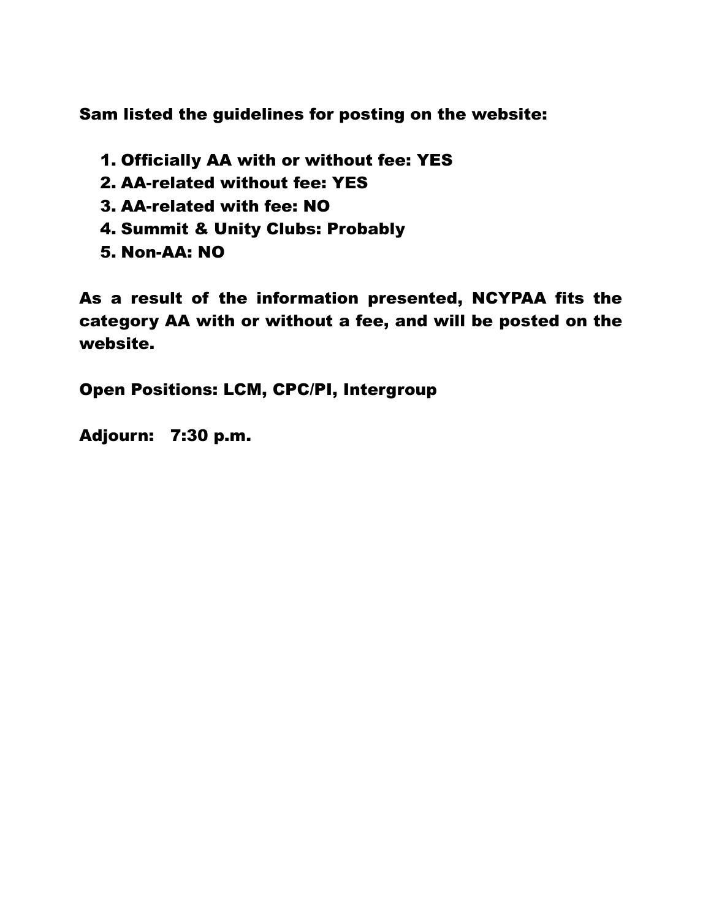Sam listed the guidelines for posting on the website:

1. Officially AA with or without fee: YES
2. AA-related without fee: YES
3. AA-related with fee: NO
4. Summit & Unity Clubs: Probably
5. Non-AA: NO

As a result of the information presented, NCYPAA fits the category AA with or without a fee, and will be posted on the website.

Open Positions: LCM, CPC/PI, Intergroup

Adjourn: 7:30 p.m.